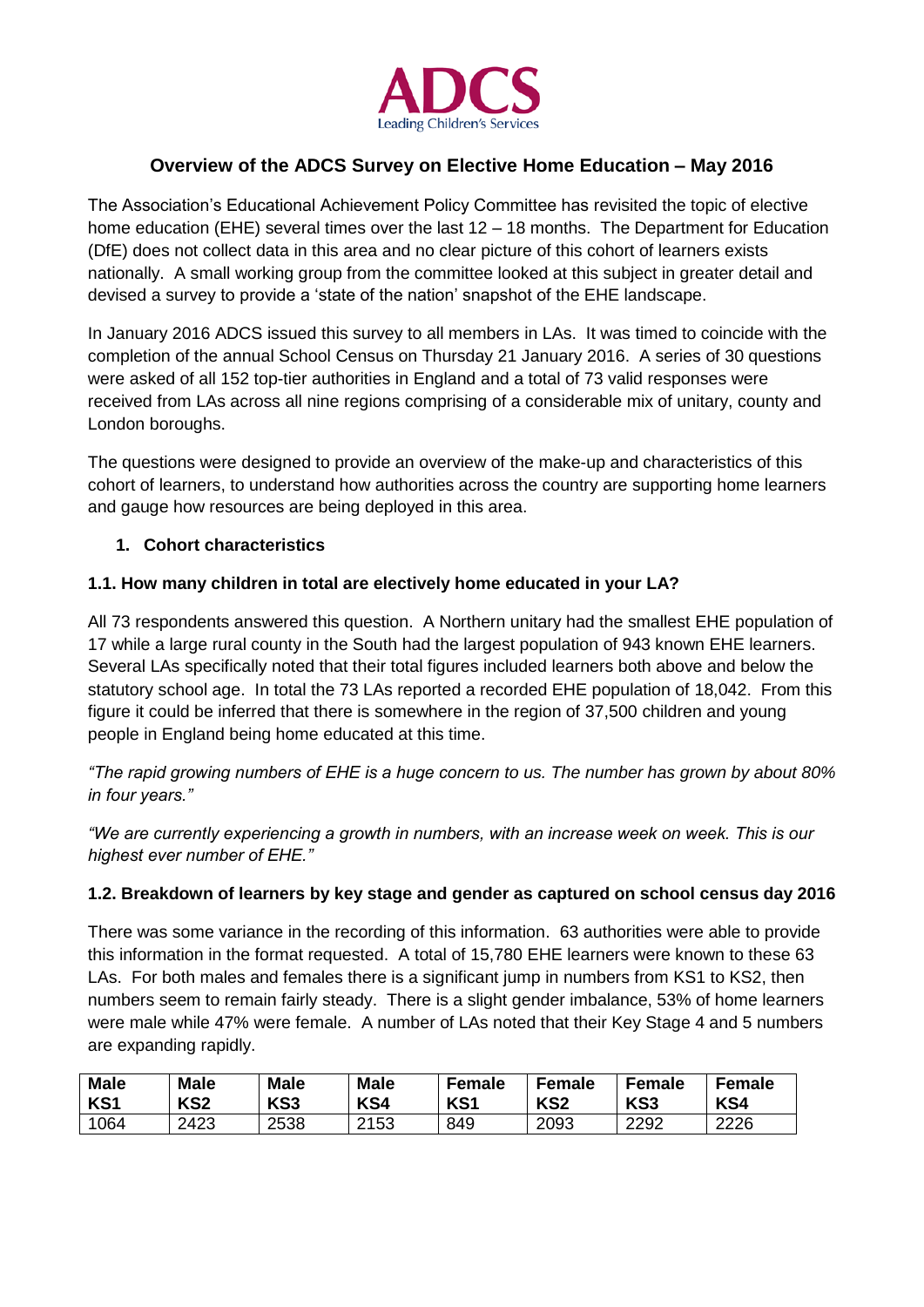ADCS
Leading Children's Services

# Overview of the ADCS Survey on Elective Home Education – May 2016

The Association's Educational Achievement Policy Committee has revisited the topic of elective home education (EHE) several times over the last 12 – 18 months. The Department for Education (DfE) does not collect data in this area and no clear picture of this cohort of learners exists nationally. A small working group from the committee looked at this subject in greater detail and devised a survey to provide a 'state of the nation' snapshot of the EHE landscape.

In January 2016 ADCS issued this survey to all members in LAs. It was timed to coincide with the completion of the annual School Census on Thursday 21 January 2016. A series of 30 questions were asked of all 152 top-tier authorities in England and a total of 73 valid responses were received from LAs across all nine regions comprising of a considerable mix of unitary, county and London boroughs.

The questions were designed to provide an overview of the make-up and characteristics of this cohort of learners, to understand how authorities across the country are supporting home learners and gauge how resources are being deployed in this area.

## 1. Cohort characteristics

### 1.1. How many children in total are electively home educated in your LA?

All 73 respondents answered this question. A Northern unitary had the smallest EHE population of 17 while a large rural county in the South had the largest population of 943 known EHE learners. Several LAs specifically noted that their total figures included learners both above and below the statutory school age. In total the 73 LAs reported a recorded EHE population of 18,042. From this figure it could be inferred that there is somewhere in the region of 37,500 children and young people in England being home educated at this time.

*"The rapid growing numbers of EHE is a huge concern to us. The number has grown by about 80% in four years."*

*"We are currently experiencing a growth in numbers, with an increase week on week. This is our highest ever number of EHE."*

### 1.2. Breakdown of learners by key stage and gender as captured on school census day 2016

There was some variance in the recording of this information. 63 authorities were able to provide this information in the format requested. A total of 15,780 EHE learners were known to these 63 LAs. For both males and females there is a significant jump in numbers from KS1 to KS2, then numbers seem to remain fairly steady. There is a slight gender imbalance, 53% of home learners were male while 47% were female. A number of LAs noted that their Key Stage 4 and 5 numbers are expanding rapidly.

| Male KS1 | Male KS2 | Male KS3 | Male KS4 | Female KS1 | Female KS2 | Female KS3 | Female KS4 |
|---|---|---|---|---|---|---|---|
| 1064 | 2423 | 2538 | 2153 | 849 | 2093 | 2292 | 2226 |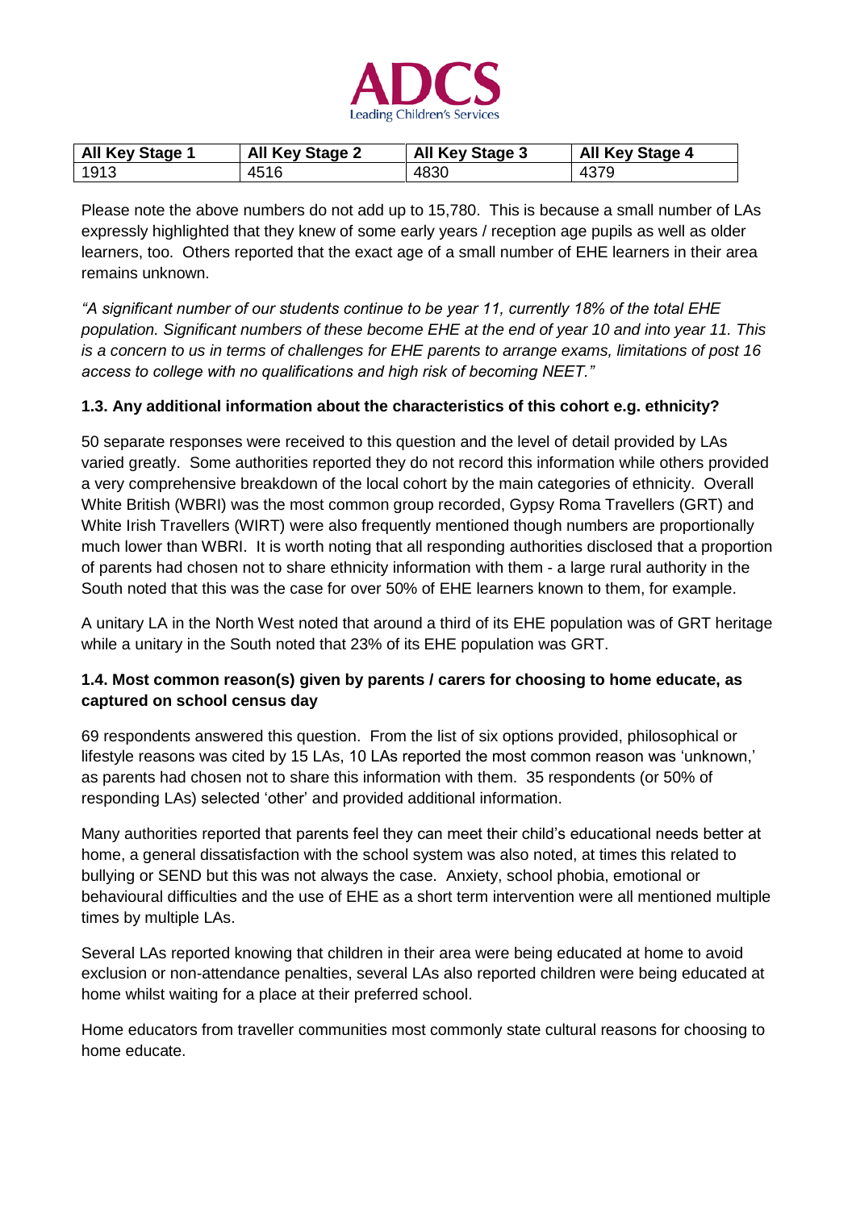| All Key Stage 1 | All Key Stage 2 | All Key Stage 3 | All Key Stage 4 |
|---|---|---|---|
| 1913 | 4516 | 4830 | 4379 |

Please note the above numbers do not add up to 15,780. This is because a small number of LAs expressly highlighted that they knew of some early years / reception age pupils as well as older learners, too. Others reported that the exact age of a small number of EHE learners in their area remains unknown.

*"A significant number of our students continue to be year 11, currently 18% of the total EHE population. Significant numbers of these become EHE at the end of year 10 and into year 11. This is a concern to us in terms of challenges for EHE parents to arrange exams, limitations of post 16 access to college with no qualifications and high risk of becoming NEET."*

### 1.3. Any additional information about the characteristics of this cohort e.g. ethnicity?

50 separate responses were received to this question and the level of detail provided by LAs varied greatly. Some authorities reported they do not record this information while others provided a very comprehensive breakdown of the local cohort by the main categories of ethnicity. Overall White British (WBRI) was the most common group recorded, Gypsy Roma Travellers (GRT) and White Irish Travellers (WIRT) were also frequently mentioned though numbers are proportionally much lower than WBRI. It is worth noting that all responding authorities disclosed that a proportion of parents had chosen not to share ethnicity information with them - a large rural authority in the South noted that this was the case for over 50% of EHE learners known to them, for example.

A unitary LA in the North West noted that around a third of its EHE population was of GRT heritage while a unitary in the South noted that 23% of its EHE population was GRT.

### 1.4. Most common reason(s) given by parents / carers for choosing to home educate, as captured on school census day

69 respondents answered this question. From the list of six options provided, philosophical or lifestyle reasons was cited by 15 LAs, 10 LAs reported the most common reason was 'unknown,' as parents had chosen not to share this information with them. 35 respondents (or 50% of responding LAs) selected 'other' and provided additional information.

Many authorities reported that parents feel they can meet their child's educational needs better at home, a general dissatisfaction with the school system was also noted, at times this related to bullying or SEND but this was not always the case. Anxiety, school phobia, emotional or behavioural difficulties and the use of EHE as a short term intervention were all mentioned multiple times by multiple LAs.

Several LAs reported knowing that children in their area were being educated at home to avoid exclusion or non-attendance penalties, several LAs also reported children were being educated at home whilst waiting for a place at their preferred school.

Home educators from traveller communities most commonly state cultural reasons for choosing to home educate.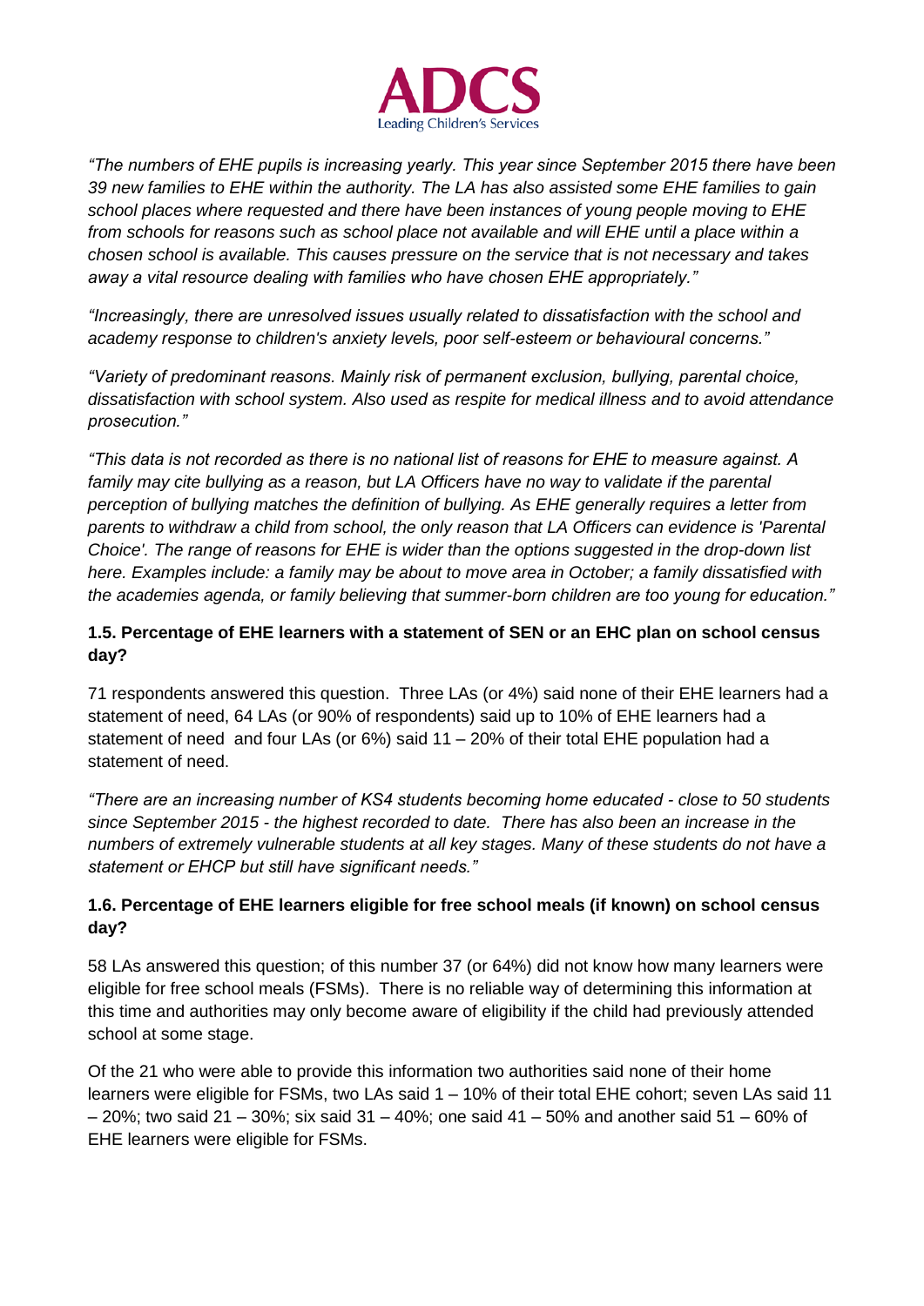*"The numbers of EHE pupils is increasing yearly. This year since September 2015 there have been 39 new families to EHE within the authority. The LA has also assisted some EHE families to gain school places where requested and there have been instances of young people moving to EHE from schools for reasons such as school place not available and will EHE until a place within a chosen school is available. This causes pressure on the service that is not necessary and takes away a vital resource dealing with families who have chosen EHE appropriately."*

*"Increasingly, there are unresolved issues usually related to dissatisfaction with the school and academy response to children's anxiety levels, poor self-esteem or behavioural concerns."*

*"Variety of predominant reasons. Mainly risk of permanent exclusion, bullying, parental choice, dissatisfaction with school system. Also used as respite for medical illness and to avoid attendance prosecution."*

*"This data is not recorded as there is no national list of reasons for EHE to measure against. A family may cite bullying as a reason, but LA Officers have no way to validate if the parental perception of bullying matches the definition of bullying. As EHE generally requires a letter from parents to withdraw a child from school, the only reason that LA Officers can evidence is 'Parental Choice'. The range of reasons for EHE is wider than the options suggested in the drop-down list here. Examples include: a family may be about to move area in October; a family dissatisfied with the academies agenda, or family believing that summer-born children are too young for education."*

**1.5. Percentage of EHE learners with a statement of SEN or an EHC plan on school census day?**

71 respondents answered this question. Three LAs (or 4%) said none of their EHE learners had a statement of need, 64 LAs (or 90% of respondents) said up to 10% of EHE learners had a statement of need and four LAs (or 6%) said 11 – 20% of their total EHE population had a statement of need.

*"There are an increasing number of KS4 students becoming home educated - close to 50 students since September 2015 - the highest recorded to date. There has also been an increase in the numbers of extremely vulnerable students at all key stages. Many of these students do not have a statement or EHCP but still have significant needs."*

**1.6. Percentage of EHE learners eligible for free school meals (if known) on school census day?**

58 LAs answered this question; of this number 37 (or 64%) did not know how many learners were eligible for free school meals (FSMs). There is no reliable way of determining this information at this time and authorities may only become aware of eligibility if the child had previously attended school at some stage.

Of the 21 who were able to provide this information two authorities said none of their home learners were eligible for FSMs, two LAs said 1 – 10% of their total EHE cohort; seven LAs said 11 – 20%; two said 21 – 30%; six said 31 – 40%; one said 41 – 50% and another said 51 – 60% of EHE learners were eligible for FSMs.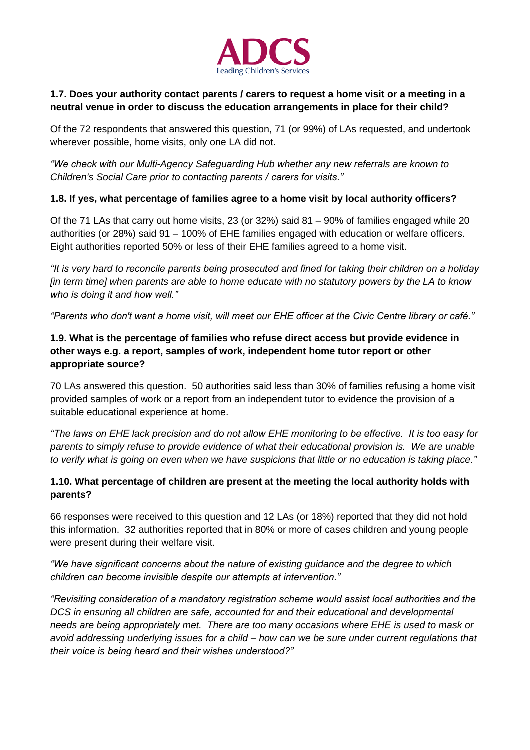**1.7. Does your authority contact parents / carers to request a home visit or a meeting in a neutral venue in order to discuss the education arrangements in place for their child?**

Of the 72 respondents that answered this question, 71 (or 99%) of LAs requested, and undertook wherever possible, home visits, only one LA did not.

*"We check with our Multi-Agency Safeguarding Hub whether any new referrals are known to Children's Social Care prior to contacting parents / carers for visits."*

**1.8. If yes, what percentage of families agree to a home visit by local authority officers?**

Of the 71 LAs that carry out home visits, 23 (or 32%) said 81 – 90% of families engaged while 20 authorities (or 28%) said 91 – 100% of EHE families engaged with education or welfare officers. Eight authorities reported 50% or less of their EHE families agreed to a home visit.

*"It is very hard to reconcile parents being prosecuted and fined for taking their children on a holiday [in term time] when parents are able to home educate with no statutory powers by the LA to know who is doing it and how well."*

*"Parents who don't want a home visit, will meet our EHE officer at the Civic Centre library or café."*

**1.9. What is the percentage of families who refuse direct access but provide evidence in other ways e.g. a report, samples of work, independent home tutor report or other appropriate source?**

70 LAs answered this question. 50 authorities said less than 30% of families refusing a home visit provided samples of work or a report from an independent tutor to evidence the provision of a suitable educational experience at home.

*"The laws on EHE lack precision and do not allow EHE monitoring to be effective. It is too easy for parents to simply refuse to provide evidence of what their educational provision is. We are unable to verify what is going on even when we have suspicions that little or no education is taking place."*

**1.10. What percentage of children are present at the meeting the local authority holds with parents?**

66 responses were received to this question and 12 LAs (or 18%) reported that they did not hold this information. 32 authorities reported that in 80% or more of cases children and young people were present during their welfare visit.

*"We have significant concerns about the nature of existing guidance and the degree to which children can become invisible despite our attempts at intervention."*

*"Revisiting consideration of a mandatory registration scheme would assist local authorities and the DCS in ensuring all children are safe, accounted for and their educational and developmental needs are being appropriately met. There are too many occasions where EHE is used to mask or avoid addressing underlying issues for a child – how can we be sure under current regulations that their voice is being heard and their wishes understood?"*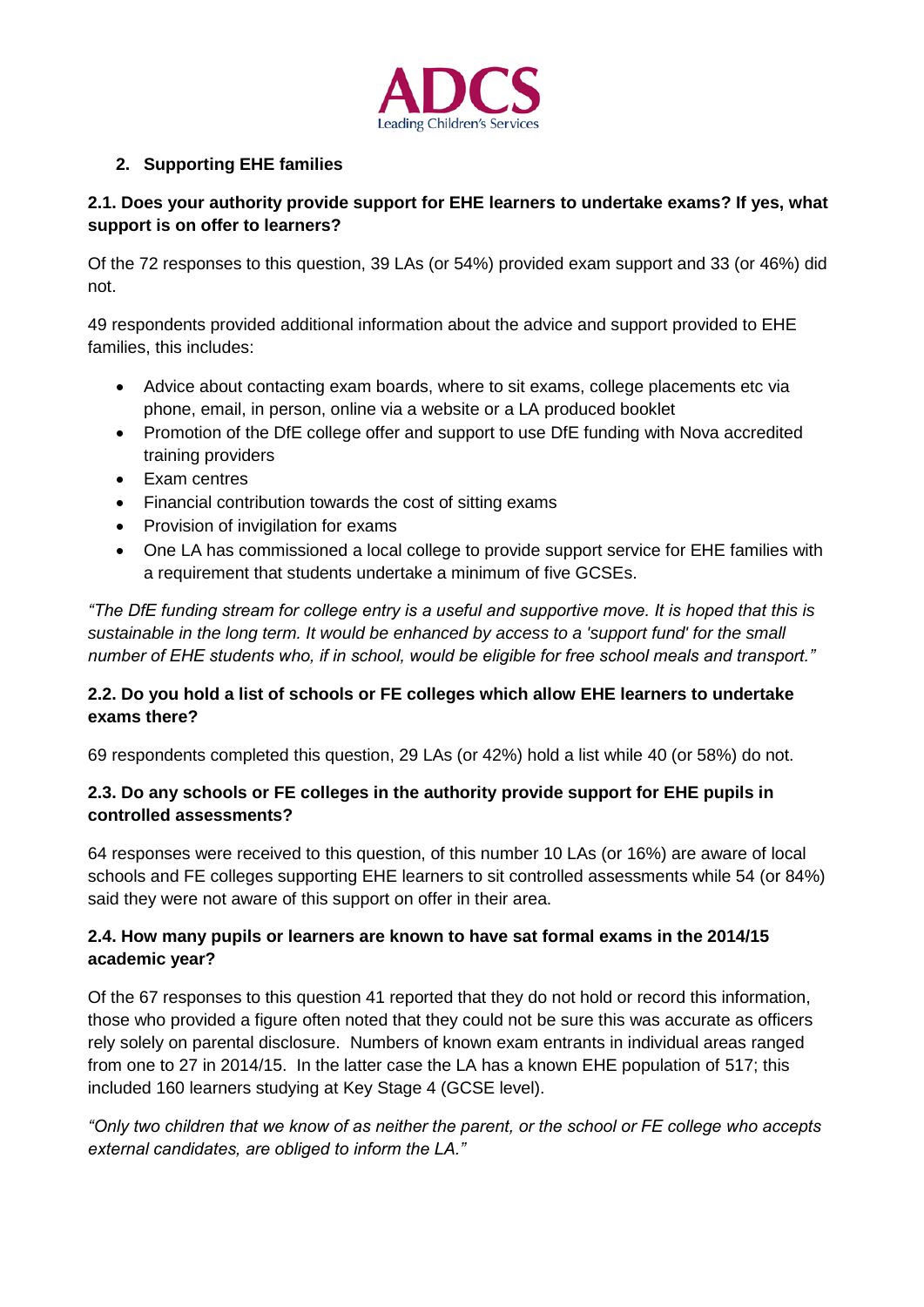## 2. Supporting EHE families

### 2.1. Does your authority provide support for EHE learners to undertake exams? If yes, what support is on offer to learners?

Of the 72 responses to this question, 39 LAs (or 54%) provided exam support and 33 (or 46%) did not.

49 respondents provided additional information about the advice and support provided to EHE families, this includes:

- Advice about contacting exam boards, where to sit exams, college placements etc via phone, email, in person, online via a website or a LA produced booklet
- Promotion of the DfE college offer and support to use DfE funding with Nova accredited training providers
- Exam centres
- Financial contribution towards the cost of sitting exams
- Provision of invigilation for exams
- One LA has commissioned a local college to provide support service for EHE families with a requirement that students undertake a minimum of five GCSEs.

*"The DfE funding stream for college entry is a useful and supportive move. It is hoped that this is sustainable in the long term. It would be enhanced by access to a 'support fund' for the small number of EHE students who, if in school, would be eligible for free school meals and transport."*

### 2.2. Do you hold a list of schools or FE colleges which allow EHE learners to undertake exams there?

69 respondents completed this question, 29 LAs (or 42%) hold a list while 40 (or 58%) do not.

### 2.3. Do any schools or FE colleges in the authority provide support for EHE pupils in controlled assessments?

64 responses were received to this question, of this number 10 LAs (or 16%) are aware of local schools and FE colleges supporting EHE learners to sit controlled assessments while 54 (or 84%) said they were not aware of this support on offer in their area.

### 2.4. How many pupils or learners are known to have sat formal exams in the 2014/15 academic year?

Of the 67 responses to this question 41 reported that they do not hold or record this information, those who provided a figure often noted that they could not be sure this was accurate as officers rely solely on parental disclosure. Numbers of known exam entrants in individual areas ranged from one to 27 in 2014/15. In the latter case the LA has a known EHE population of 517; this included 160 learners studying at Key Stage 4 (GCSE level).

*"Only two children that we know of as neither the parent, or the school or FE college who accepts external candidates, are obliged to inform the LA."*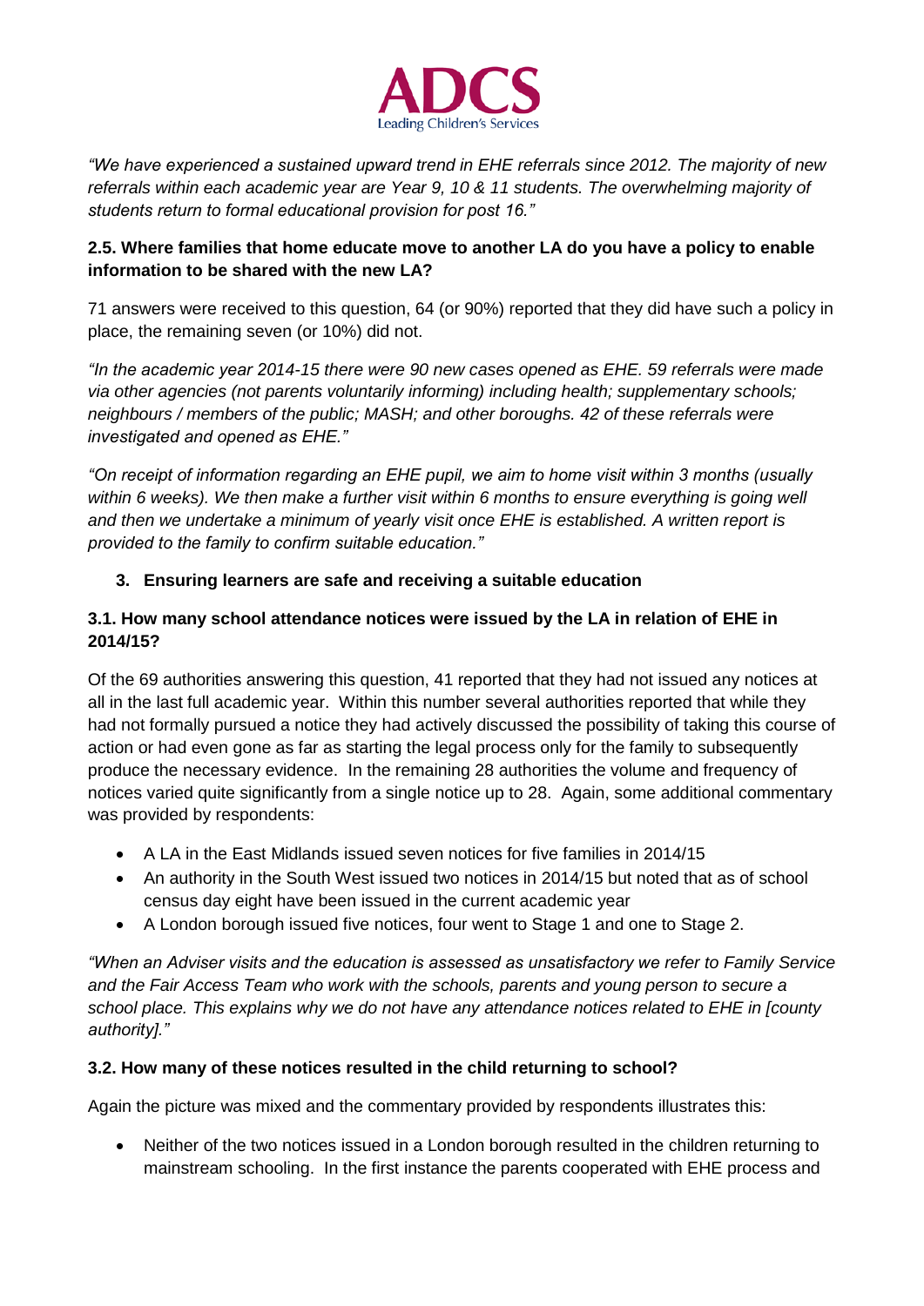*"We have experienced a sustained upward trend in EHE referrals since 2012. The majority of new referrals within each academic year are Year 9, 10 & 11 students. The overwhelming majority of students return to formal educational provision for post 16."*

**2.5. Where families that home educate move to another LA do you have a policy to enable information to be shared with the new LA?**

71 answers were received to this question, 64 (or 90%) reported that they did have such a policy in place, the remaining seven (or 10%) did not.

*"In the academic year 2014-15 there were 90 new cases opened as EHE. 59 referrals were made via other agencies (not parents voluntarily informing) including health; supplementary schools; neighbours / members of the public; MASH; and other boroughs. 42 of these referrals were investigated and opened as EHE."*

*"On receipt of information regarding an EHE pupil, we aim to home visit within 3 months (usually within 6 weeks). We then make a further visit within 6 months to ensure everything is going well and then we undertake a minimum of yearly visit once EHE is established. A written report is provided to the family to confirm suitable education."*

## 3. Ensuring learners are safe and receiving a suitable education

**3.1. How many school attendance notices were issued by the LA in relation of EHE in 2014/15?**

Of the 69 authorities answering this question, 41 reported that they had not issued any notices at all in the last full academic year. Within this number several authorities reported that while they had not formally pursued a notice they had actively discussed the possibility of taking this course of action or had even gone as far as starting the legal process only for the family to subsequently produce the necessary evidence. In the remaining 28 authorities the volume and frequency of notices varied quite significantly from a single notice up to 28. Again, some additional commentary was provided by respondents:

- A LA in the East Midlands issued seven notices for five families in 2014/15
- An authority in the South West issued two notices in 2014/15 but noted that as of school census day eight have been issued in the current academic year
- A London borough issued five notices, four went to Stage 1 and one to Stage 2.

*"When an Adviser visits and the education is assessed as unsatisfactory we refer to Family Service and the Fair Access Team who work with the schools, parents and young person to secure a school place. This explains why we do not have any attendance notices related to EHE in [county authority]."*

**3.2. How many of these notices resulted in the child returning to school?**

Again the picture was mixed and the commentary provided by respondents illustrates this:

- Neither of the two notices issued in a London borough resulted in the children returning to mainstream schooling. In the first instance the parents cooperated with EHE process and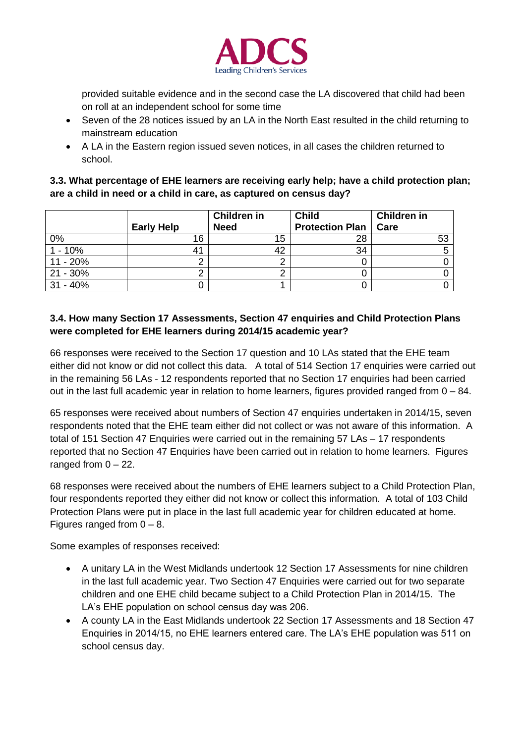provided suitable evidence and in the second case the LA discovered that child had been on roll at an independent school for some time

- Seven of the 28 notices issued by an LA in the North East resulted in the child returning to mainstream education
- A LA in the Eastern region issued seven notices, in all cases the children returned to school.

**3.3. What percentage of EHE learners are receiving early help; have a child protection plan; are a child in need or a child in care, as captured on census day?**

| | Early Help | Children in Need | Child Protection Plan | Children in Care |
|---|---|---|---|---|
| 0% | 16 | 15 | 28 | 53 |
| 1 - 10% | 41 | 42 | 34 | 5 |
| 11 - 20% | 2 | 2 | 0 | 0 |
| 21 - 30% | 2 | 2 | 0 | 0 |
| 31 - 40% | 0 | 1 | 0 | 0 |

**3.4. How many Section 17 Assessments, Section 47 enquiries and Child Protection Plans were completed for EHE learners during 2014/15 academic year?**

66 responses were received to the Section 17 question and 10 LAs stated that the EHE team either did not know or did not collect this data. A total of 514 Section 17 enquiries were carried out in the remaining 56 LAs - 12 respondents reported that no Section 17 enquiries had been carried out in the last full academic year in relation to home learners, figures provided ranged from 0 – 84.

65 responses were received about numbers of Section 47 enquiries undertaken in 2014/15, seven respondents noted that the EHE team either did not collect or was not aware of this information. A total of 151 Section 47 Enquiries were carried out in the remaining 57 LAs – 17 respondents reported that no Section 47 Enquiries have been carried out in relation to home learners. Figures ranged from 0 – 22.

68 responses were received about the numbers of EHE learners subject to a Child Protection Plan, four respondents reported they either did not know or collect this information. A total of 103 Child Protection Plans were put in place in the last full academic year for children educated at home. Figures ranged from 0 – 8.

Some examples of responses received:

- A unitary LA in the West Midlands undertook 12 Section 17 Assessments for nine children in the last full academic year. Two Section 47 Enquiries were carried out for two separate children and one EHE child became subject to a Child Protection Plan in 2014/15. The LA's EHE population on school census day was 206.
- A county LA in the East Midlands undertook 22 Section 17 Assessments and 18 Section 47 Enquiries in 2014/15, no EHE learners entered care. The LA's EHE population was 511 on school census day.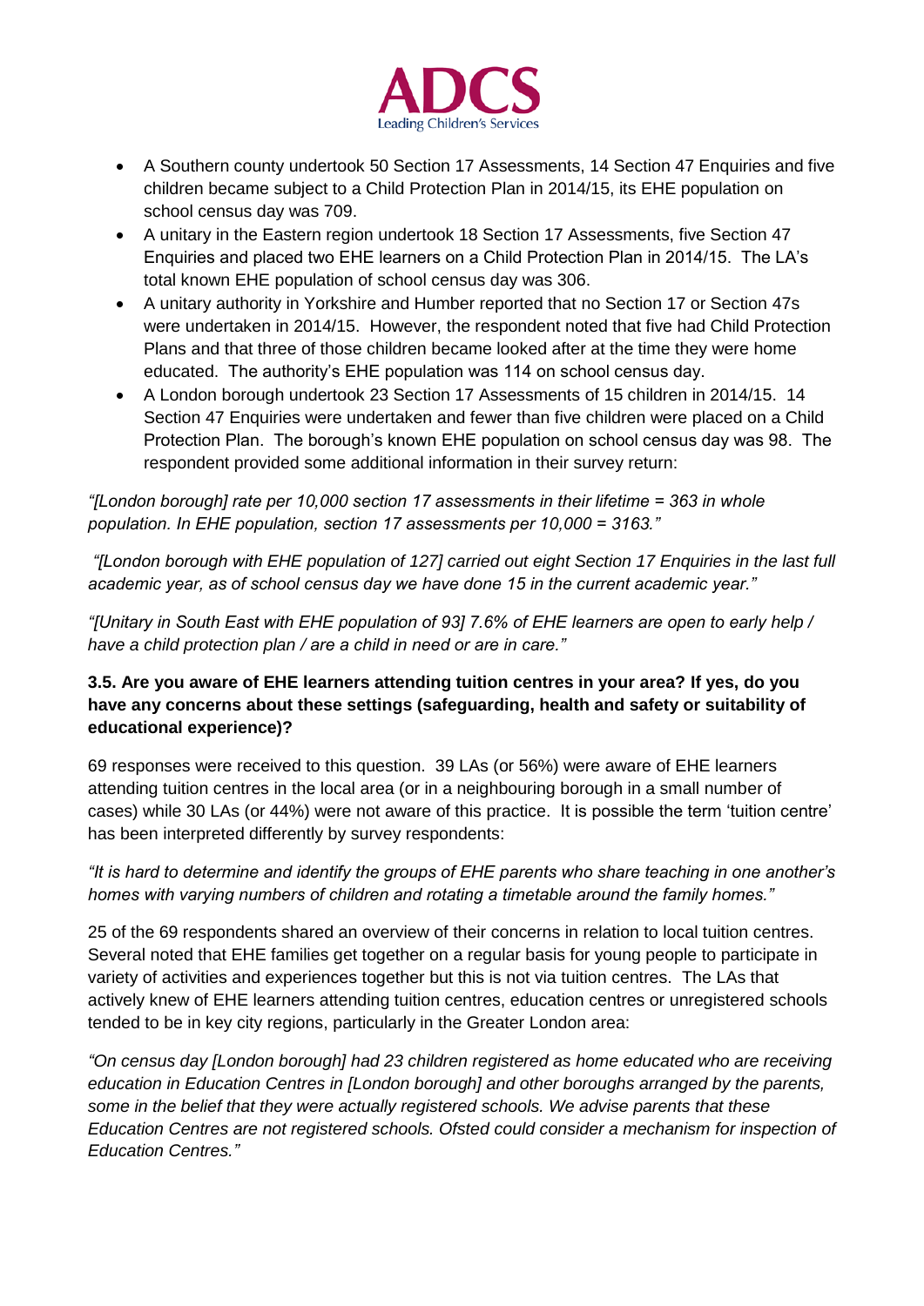- A Southern county undertook 50 Section 17 Assessments, 14 Section 47 Enquiries and five children became subject to a Child Protection Plan in 2014/15, its EHE population on school census day was 709.
- A unitary in the Eastern region undertook 18 Section 17 Assessments, five Section 47 Enquiries and placed two EHE learners on a Child Protection Plan in 2014/15. The LA's total known EHE population of school census day was 306.
- A unitary authority in Yorkshire and Humber reported that no Section 17 or Section 47s were undertaken in 2014/15. However, the respondent noted that five had Child Protection Plans and that three of those children became looked after at the time they were home educated. The authority's EHE population was 114 on school census day.
- A London borough undertook 23 Section 17 Assessments of 15 children in 2014/15. 14 Section 47 Enquiries were undertaken and fewer than five children were placed on a Child Protection Plan. The borough's known EHE population on school census day was 98. The respondent provided some additional information in their survey return:

*"[London borough] rate per 10,000 section 17 assessments in their lifetime = 363 in whole population. In EHE population, section 17 assessments per 10,000 = 3163."*

*"[London borough with EHE population of 127] carried out eight Section 17 Enquiries in the last full academic year, as of school census day we have done 15 in the current academic year."*

*"[Unitary in South East with EHE population of 93] 7.6% of EHE learners are open to early help / have a child protection plan / are a child in need or are in care."*

**3.5. Are you aware of EHE learners attending tuition centres in your area? If yes, do you have any concerns about these settings (safeguarding, health and safety or suitability of educational experience)?**

69 responses were received to this question. 39 LAs (or 56%) were aware of EHE learners attending tuition centres in the local area (or in a neighbouring borough in a small number of cases) while 30 LAs (or 44%) were not aware of this practice. It is possible the term 'tuition centre' has been interpreted differently by survey respondents:

*"It is hard to determine and identify the groups of EHE parents who share teaching in one another's homes with varying numbers of children and rotating a timetable around the family homes."*

25 of the 69 respondents shared an overview of their concerns in relation to local tuition centres. Several noted that EHE families get together on a regular basis for young people to participate in variety of activities and experiences together but this is not via tuition centres. The LAs that actively knew of EHE learners attending tuition centres, education centres or unregistered schools tended to be in key city regions, particularly in the Greater London area:

*"On census day [London borough] had 23 children registered as home educated who are receiving education in Education Centres in [London borough] and other boroughs arranged by the parents, some in the belief that they were actually registered schools. We advise parents that these Education Centres are not registered schools. Ofsted could consider a mechanism for inspection of Education Centres."*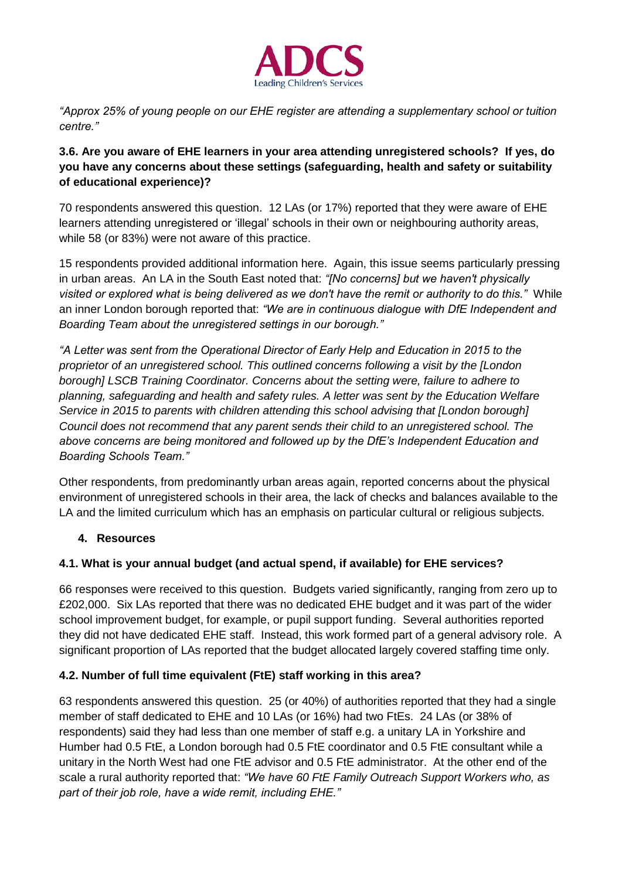*"Approx 25% of young people on our EHE register are attending a supplementary school or tuition centre."*

**3.6. Are you aware of EHE learners in your area attending unregistered schools? If yes, do you have any concerns about these settings (safeguarding, health and safety or suitability of educational experience)?**

70 respondents answered this question. 12 LAs (or 17%) reported that they were aware of EHE learners attending unregistered or 'illegal' schools in their own or neighbouring authority areas, while 58 (or 83%) were not aware of this practice.

15 respondents provided additional information here. Again, this issue seems particularly pressing in urban areas. An LA in the South East noted that: *"[No concerns] but we haven't physically visited or explored what is being delivered as we don't have the remit or authority to do this."* While an inner London borough reported that: *"We are in continuous dialogue with DfE Independent and Boarding Team about the unregistered settings in our borough."*

*"A Letter was sent from the Operational Director of Early Help and Education in 2015 to the proprietor of an unregistered school. This outlined concerns following a visit by the [London borough] LSCB Training Coordinator. Concerns about the setting were, failure to adhere to planning, safeguarding and health and safety rules. A letter was sent by the Education Welfare Service in 2015 to parents with children attending this school advising that [London borough] Council does not recommend that any parent sends their child to an unregistered school. The above concerns are being monitored and followed up by the DfE's Independent Education and Boarding Schools Team."*

Other respondents, from predominantly urban areas again, reported concerns about the physical environment of unregistered schools in their area, the lack of checks and balances available to the LA and the limited curriculum which has an emphasis on particular cultural or religious subjects.

## 4. Resources

**4.1. What is your annual budget (and actual spend, if available) for EHE services?**

66 responses were received to this question. Budgets varied significantly, ranging from zero up to £202,000. Six LAs reported that there was no dedicated EHE budget and it was part of the wider school improvement budget, for example, or pupil support funding. Several authorities reported they did not have dedicated EHE staff. Instead, this work formed part of a general advisory role. A significant proportion of LAs reported that the budget allocated largely covered staffing time only.

**4.2. Number of full time equivalent (FtE) staff working in this area?**

63 respondents answered this question. 25 (or 40%) of authorities reported that they had a single member of staff dedicated to EHE and 10 LAs (or 16%) had two FtEs. 24 LAs (or 38% of respondents) said they had less than one member of staff e.g. a unitary LA in Yorkshire and Humber had 0.5 FtE, a London borough had 0.5 FtE coordinator and 0.5 FtE consultant while a unitary in the North West had one FtE advisor and 0.5 FtE administrator. At the other end of the scale a rural authority reported that: *"We have 60 FtE Family Outreach Support Workers who, as part of their job role, have a wide remit, including EHE."*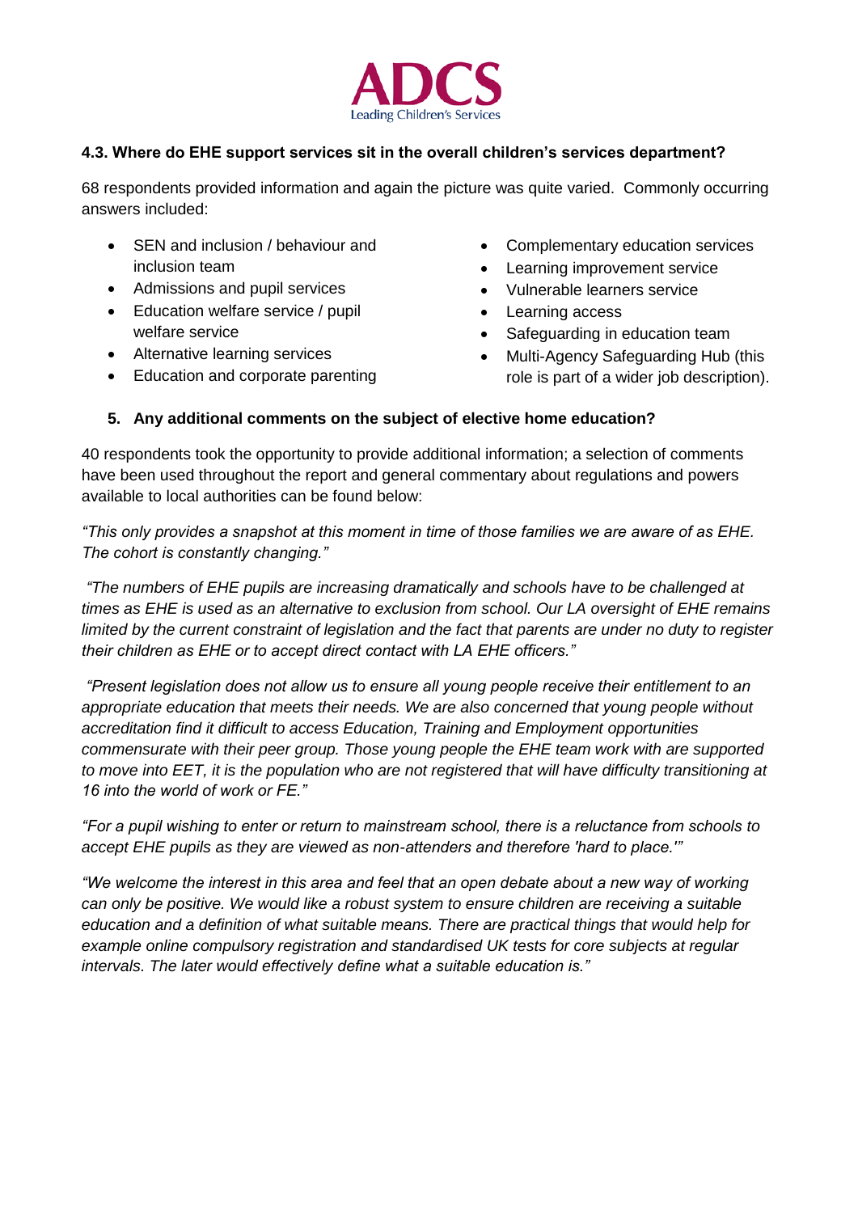#### 4.3. Where do EHE support services sit in the overall children's services department?

68 respondents provided information and again the picture was quite varied. Commonly occurring answers included:

- SEN and inclusion / behaviour and inclusion team
- Admissions and pupil services
- Education welfare service / pupil welfare service
- Alternative learning services
- Education and corporate parenting
- Complementary education services
- Learning improvement service
- Vulnerable learners service
- Learning access
- Safeguarding in education team
- Multi-Agency Safeguarding Hub (this role is part of a wider job description).

### 5. Any additional comments on the subject of elective home education?

40 respondents took the opportunity to provide additional information; a selection of comments have been used throughout the report and general commentary about regulations and powers available to local authorities can be found below:

*"This only provides a snapshot at this moment in time of those families we are aware of as EHE. The cohort is constantly changing."*

*"The numbers of EHE pupils are increasing dramatically and schools have to be challenged at times as EHE is used as an alternative to exclusion from school. Our LA oversight of EHE remains limited by the current constraint of legislation and the fact that parents are under no duty to register their children as EHE or to accept direct contact with LA EHE officers."*

*"Present legislation does not allow us to ensure all young people receive their entitlement to an appropriate education that meets their needs. We are also concerned that young people without accreditation find it difficult to access Education, Training and Employment opportunities commensurate with their peer group. Those young people the EHE team work with are supported to move into EET, it is the population who are not registered that will have difficulty transitioning at 16 into the world of work or FE."*

*"For a pupil wishing to enter or return to mainstream school, there is a reluctance from schools to accept EHE pupils as they are viewed as non-attenders and therefore 'hard to place.'"*

*"We welcome the interest in this area and feel that an open debate about a new way of working can only be positive. We would like a robust system to ensure children are receiving a suitable education and a definition of what suitable means. There are practical things that would help for example online compulsory registration and standardised UK tests for core subjects at regular intervals. The later would effectively define what a suitable education is."*